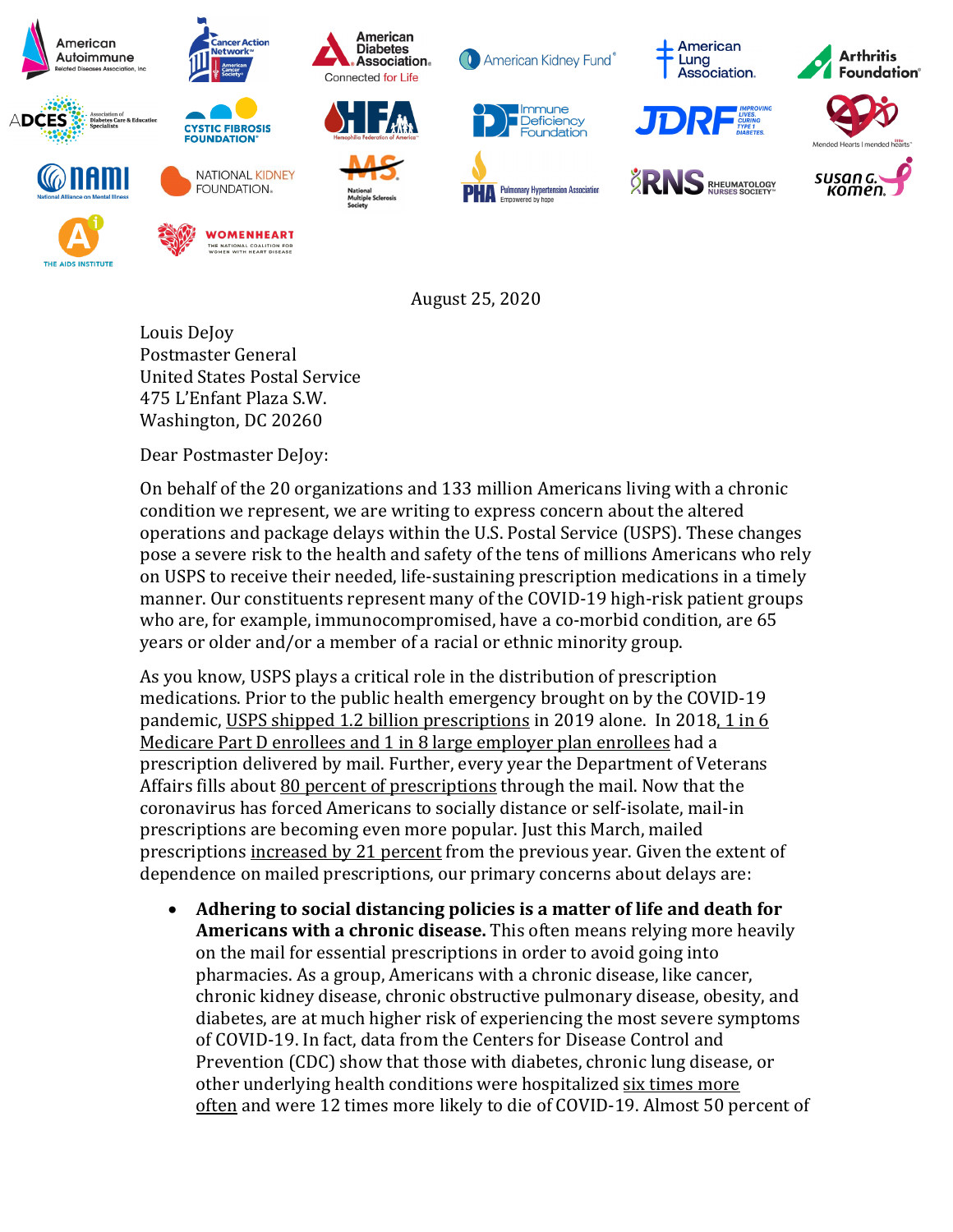August 25, 2020

Louis DeJoy
Postmaster General
United States Postal Service
475 L'Enfant Plaza S.W.
Washington, DC 20260

Dear Postmaster DeJoy:

On behalf of the 20 organizations and 133 million Americans living with a chronic condition we represent, we are writing to express concern about the altered operations and package delays within the U.S. Postal Service (USPS). These changes pose a severe risk to the health and safety of the tens of millions Americans who rely on USPS to receive their needed, life-sustaining prescription medications in a timely manner. Our constituents represent many of the COVID-19 high-risk patient groups who are, for example, immunocompromised, have a co-morbid condition, are 65 years or older and/or a member of a racial or ethnic minority group.

As you know, USPS plays a critical role in the distribution of prescription medications. Prior to the public health emergency brought on by the COVID-19 pandemic, USPS shipped 1.2 billion prescriptions in 2019 alone. In 2018, 1 in 6 Medicare Part D enrollees and 1 in 8 large employer plan enrollees had a prescription delivered by mail. Further, every year the Department of Veterans Affairs fills about 80 percent of prescriptions through the mail. Now that the coronavirus has forced Americans to socially distance or self-isolate, mail-in prescriptions are becoming even more popular. Just this March, mailed prescriptions increased by 21 percent from the previous year. Given the extent of dependence on mailed prescriptions, our primary concerns about delays are:

- **Adhering to social distancing policies is a matter of life and death for Americans with a chronic disease.** This often means relying more heavily on the mail for essential prescriptions in order to avoid going into pharmacies. As a group, Americans with a chronic disease, like cancer, chronic kidney disease, chronic obstructive pulmonary disease, obesity, and diabetes, are at much higher risk of experiencing the most severe symptoms of COVID-19. In fact, data from the Centers for Disease Control and Prevention (CDC) show that those with diabetes, chronic lung disease, or other underlying health conditions were hospitalized six times more often and were 12 times more likely to die of COVID-19. Almost 50 percent of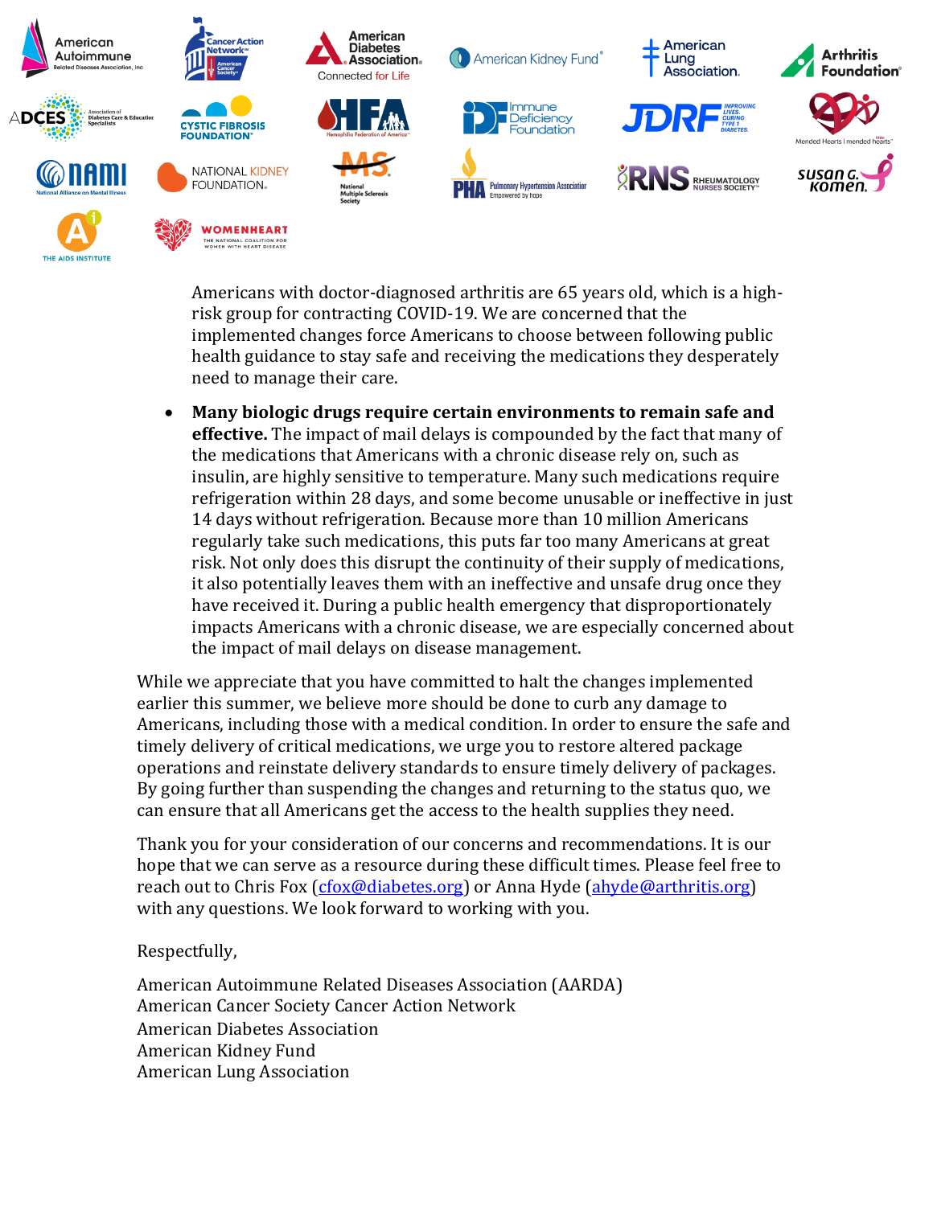Americans with doctor-diagnosed arthritis are 65 years old, which is a high-risk group for contracting COVID-19. We are concerned that the implemented changes force Americans to choose between following public health guidance to stay safe and receiving the medications they desperately need to manage their care.

- **Many biologic drugs require certain environments to remain safe and effective.** The impact of mail delays is compounded by the fact that many of the medications that Americans with a chronic disease rely on, such as insulin, are highly sensitive to temperature. Many such medications require refrigeration within 28 days, and some become unusable or ineffective in just 14 days without refrigeration. Because more than 10 million Americans regularly take such medications, this puts far too many Americans at great risk. Not only does this disrupt the continuity of their supply of medications, it also potentially leaves them with an ineffective and unsafe drug once they have received it. During a public health emergency that disproportionately impacts Americans with a chronic disease, we are especially concerned about the impact of mail delays on disease management.

While we appreciate that you have committed to halt the changes implemented earlier this summer, we believe more should be done to curb any damage to Americans, including those with a medical condition. In order to ensure the safe and timely delivery of critical medications, we urge you to restore altered package operations and reinstate delivery standards to ensure timely delivery of packages. By going further than suspending the changes and returning to the status quo, we can ensure that all Americans get the access to the health supplies they need.

Thank you for your consideration of our concerns and recommendations. It is our hope that we can serve as a resource during these difficult times. Please feel free to reach out to Chris Fox (cfox@diabetes.org) or Anna Hyde (ahyde@arthritis.org) with any questions. We look forward to working with you.

Respectfully,

American Autoimmune Related Diseases Association (AARDA)
American Cancer Society Cancer Action Network
American Diabetes Association
American Kidney Fund
American Lung Association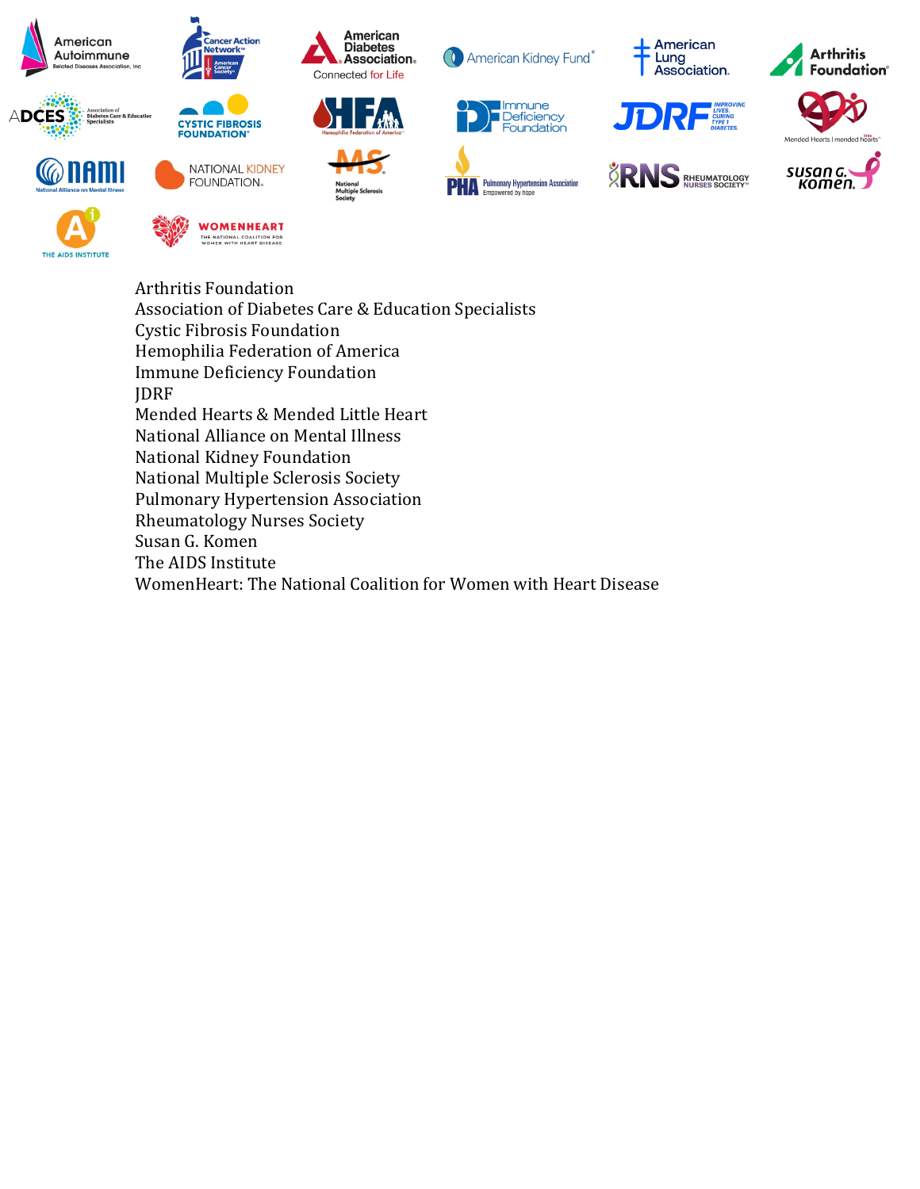Arthritis Foundation
Association of Diabetes Care & Education Specialists
Cystic Fibrosis Foundation
Hemophilia Federation of America
Immune Deficiency Foundation
JDRF
Mended Hearts & Mended Little Heart
National Alliance on Mental Illness
National Kidney Foundation
National Multiple Sclerosis Society
Pulmonary Hypertension Association
Rheumatology Nurses Society
Susan G. Komen
The AIDS Institute
WomenHeart: The National Coalition for Women with Heart Disease